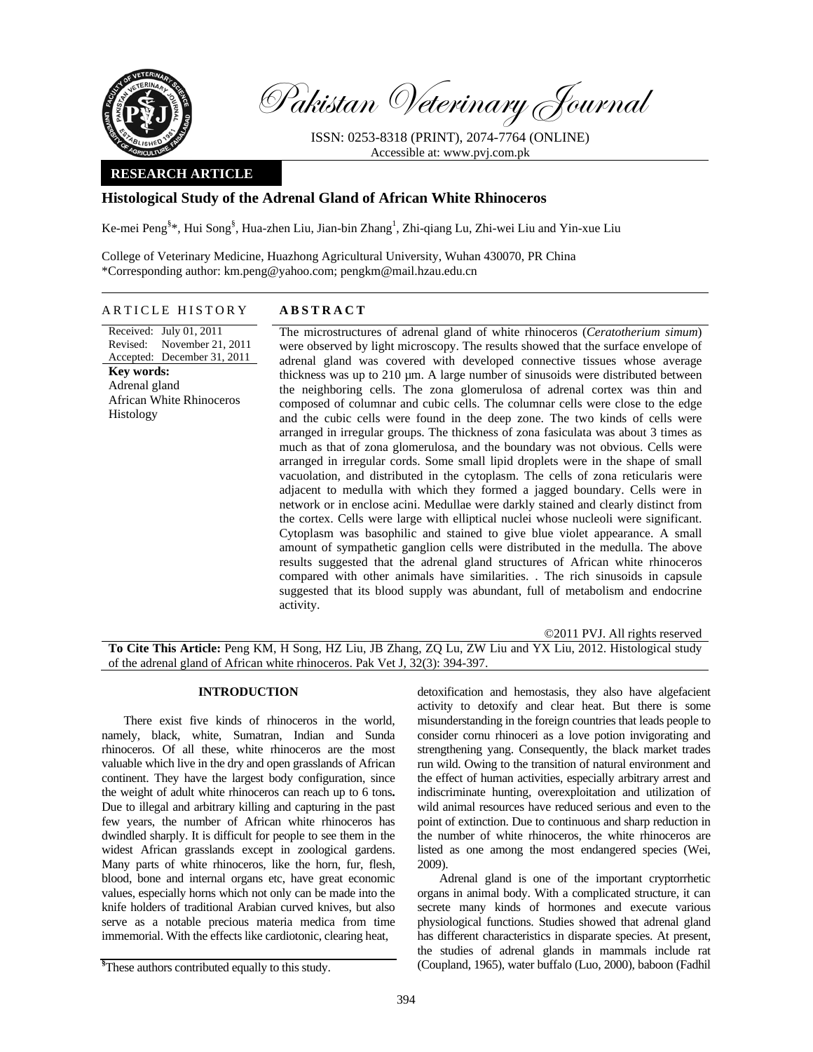Pakistan Veterinary Journal

ISSN: 0253-8318 (PRINT), 2074-7764 (ONLINE)
Accessible at: www.pvj.com.pk

**RESEARCH ARTICLE**

# Histological Study of the Adrenal Gland of African White Rhinoceros

Ke-mei Peng[§]*, Hui Song[§], Hua-zhen Liu, Jian-bin Zhang[1], Zhi-qiang Lu, Zhi-wei Liu and Yin-xue Liu

College of Veterinary Medicine, Huazhong Agricultural University, Wuhan 430070, PR China
*Corresponding author: km.peng@yahoo.com; pengkm@mail.hzau.edu.cn

## ARTICLE HISTORY

Received: July 01, 2011
Revised: November 21, 2011
Accepted: December 31, 2011

**Key words:**
Adrenal gland
African White Rhinoceros
Histology

## ABSTRACT

The microstructures of adrenal gland of white rhinoceros (*Ceratotherium simum*) were observed by light microscopy. The results showed that the surface envelope of adrenal gland was covered with developed connective tissues whose average thickness was up to 210 µm. A large number of sinusoids were distributed between the neighboring cells. The zona glomerulosa of adrenal cortex was thin and composed of columnar and cubic cells. The columnar cells were close to the edge and the cubic cells were found in the deep zone. The two kinds of cells were arranged in irregular groups. The thickness of zona fasiculata was about 3 times as much as that of zona glomerulosa, and the boundary was not obvious. Cells were arranged in irregular cords. Some small lipid droplets were in the shape of small vacuolation, and distributed in the cytoplasm. The cells of zona reticularis were adjacent to medulla with which they formed a jagged boundary. Cells were in network or in enclose acini. Medullae were darkly stained and clearly distinct from the cortex. Cells were large with elliptical nuclei whose nucleoli were significant. Cytoplasm was basophilic and stained to give blue violet appearance. A small amount of sympathetic ganglion cells were distributed in the medulla. The above results suggested that the adrenal gland structures of African white rhinoceros compared with other animals have similarities. . The rich sinusoids in capsule suggested that its blood supply was abundant, full of metabolism and endocrine activity.

©2011 PVJ. All rights reserved

**To Cite This Article:** Peng KM, H Song, HZ Liu, JB Zhang, ZQ Lu, ZW Liu and YX Liu, 2012. Histological study of the adrenal gland of African white rhinoceros. Pak Vet J, 32(3): 394-397.

## INTRODUCTION

There exist five kinds of rhinoceros in the world, namely, black, white, Sumatran, Indian and Sunda rhinoceros. Of all these, white rhinoceros are the most valuable which live in the dry and open grasslands of African continent. They have the largest body configuration, since the weight of adult white rhinoceros can reach up to 6 tons**.** Due to illegal and arbitrary killing and capturing in the past few years, the number of African white rhinoceros has dwindled sharply. It is difficult for people to see them in the widest African grasslands except in zoological gardens. Many parts of white rhinoceros, like the horn, fur, flesh, blood, bone and internal organs etc, have great economic values, especially horns which not only can be made into the knife holders of traditional Arabian curved knives, but also serve as a notable precious materia medica from time immemorial. With the effects like cardiotonic, clearing heat, detoxification and hemostasis, they also have algefacient activity to detoxify and clear heat. But there is some misunderstanding in the foreign countries that leads people to consider cornu rhinoceri as a love potion invigorating and strengthening yang. Consequently, the black market trades run wild. Owing to the transition of natural environment and the effect of human activities, especially arbitrary arrest and indiscriminate hunting, overexploitation and utilization of wild animal resources have reduced serious and even to the point of extinction. Due to continuous and sharp reduction in the number of white rhinoceros, the white rhinoceros are listed as one among the most endangered species (Wei, 2009).

Adrenal gland is one of the important cryptorrhetic organs in animal body. With a complicated structure, it can secrete many kinds of hormones and execute various physiological functions. Studies showed that adrenal gland has different characteristics in disparate species. At present, the studies of adrenal glands in mammals include rat (Coupland, 1965), water buffalo (Luo, 2000), baboon (Fadhil

[§]These authors contributed equally to this study.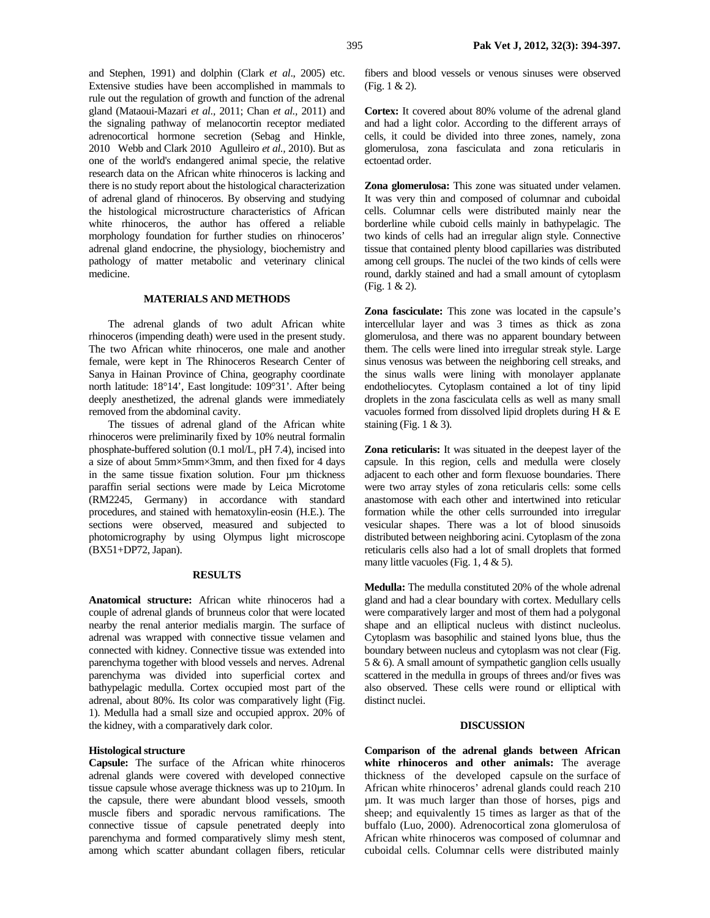and Stephen, 1991) and dolphin (Clark *et al*., 2005) etc. Extensive studies have been accomplished in mammals to rule out the regulation of growth and function of the adrenal gland (Mataoui-Mazari *et al*., 2011; Chan *et al*., 2011) and the signaling pathway of melanocortin receptor mediated adrenocortical hormone secretion (Sebag and Hinkle, 2010 Webb and Clark 2010 Agulleiro *et al*., 2010). But as one of the world's endangered animal specie, the relative research data on the African white rhinoceros is lacking and there is no study report about the histological characterization of adrenal gland of rhinoceros. By observing and studying the histological microstructure characteristics of African white rhinoceros, the author has offered a reliable morphology foundation for further studies on rhinoceros' adrenal gland endocrine, the physiology, biochemistry and pathology of matter metabolic and veterinary clinical medicine.

## MATERIALS AND METHODS

The adrenal glands of two adult African white rhinoceros (impending death) were used in the present study. The two African white rhinoceros, one male and another female, were kept in The Rhinoceros Research Center of Sanya in Hainan Province of China, geography coordinate north latitude: 18°14', East longitude: 109°31'. After being deeply anesthetized, the adrenal glands were immediately removed from the abdominal cavity.

The tissues of adrenal gland of the African white rhinoceros were preliminarily fixed by 10% neutral formalin phosphate-buffered solution (0.1 mol/L, pH 7.4), incised into a size of about 5mm×5mm×3mm, and then fixed for 4 days in the same tissue fixation solution. Four µm thickness paraffin serial sections were made by Leica Microtome (RM2245, Germany) in accordance with standard procedures, and stained with hematoxylin-eosin (H.E.). The sections were observed, measured and subjected to photomicrography by using Olympus light microscope (BX51+DP72, Japan).

## RESULTS

**Anatomical structure:** African white rhinoceros had a couple of adrenal glands of brunneus color that were located nearby the renal anterior medialis margin. The surface of adrenal was wrapped with connective tissue velamen and connected with kidney. Connective tissue was extended into parenchyma together with blood vessels and nerves. Adrenal parenchyma was divided into superficial cortex and bathypelagic medulla. Cortex occupied most part of the adrenal, about 80%. Its color was comparatively light (Fig. 1). Medulla had a small size and occupied approx. 20% of the kidney, with a comparatively dark color.

### Histological structure

**Capsule:** The surface of the African white rhinoceros adrenal glands were covered with developed connective tissue capsule whose average thickness was up to 210µm. In the capsule, there were abundant blood vessels, smooth muscle fibers and sporadic nervous ramifications. The connective tissue of capsule penetrated deeply into parenchyma and formed comparatively slimy mesh stent, among which scatter abundant collagen fibers, reticular fibers and blood vessels or venous sinuses were observed (Fig. 1 & 2).

**Cortex:** It covered about 80% volume of the adrenal gland and had a light color. According to the different arrays of cells, it could be divided into three zones, namely, zona glomerulosa, zona fasciculata and zona reticularis in ectoentad order.

**Zona glomerulosa:** This zone was situated under velamen. It was very thin and composed of columnar and cuboidal cells. Columnar cells were distributed mainly near the borderline while cuboid cells mainly in bathypelagic. The two kinds of cells had an irregular align style. Connective tissue that contained plenty blood capillaries was distributed among cell groups. The nuclei of the two kinds of cells were round, darkly stained and had a small amount of cytoplasm (Fig. 1 & 2).

**Zona fasciculate:** This zone was located in the capsule's intercellular layer and was 3 times as thick as zona glomerulosa, and there was no apparent boundary between them. The cells were lined into irregular streak style. Large sinus venosus was between the neighboring cell streaks, and the sinus walls were lining with monolayer applanate endotheliocytes. Cytoplasm contained a lot of tiny lipid droplets in the zona fasciculata cells as well as many small vacuoles formed from dissolved lipid droplets during H & E staining (Fig. 1 & 3).

**Zona reticularis:** It was situated in the deepest layer of the capsule. In this region, cells and medulla were closely adjacent to each other and form flexuose boundaries. There were two array styles of zona reticularis cells: some cells anastomose with each other and intertwined into reticular formation while the other cells surrounded into irregular vesicular shapes. There was a lot of blood sinusoids distributed between neighboring acini. Cytoplasm of the zona reticularis cells also had a lot of small droplets that formed many little vacuoles (Fig. 1, 4 & 5).

**Medulla:** The medulla constituted 20% of the whole adrenal gland and had a clear boundary with cortex. Medullary cells were comparatively larger and most of them had a polygonal shape and an elliptical nucleus with distinct nucleolus. Cytoplasm was basophilic and stained lyons blue, thus the boundary between nucleus and cytoplasm was not clear (Fig. 5 & 6). A small amount of sympathetic ganglion cells usually scattered in the medulla in groups of threes and/or fives was also observed. These cells were round or elliptical with distinct nuclei.

## DISCUSSION

**Comparison of the adrenal glands between African white rhinoceros and other animals:** The average thickness of the developed capsule on the surface of African white rhinoceros' adrenal glands could reach 210 µm. It was much larger than those of horses, pigs and sheep; and equivalently 15 times as larger as that of the buffalo (Luo, 2000). Adrenocortical zona glomerulosa of African white rhinoceros was composed of columnar and cuboidal cells. Columnar cells were distributed mainly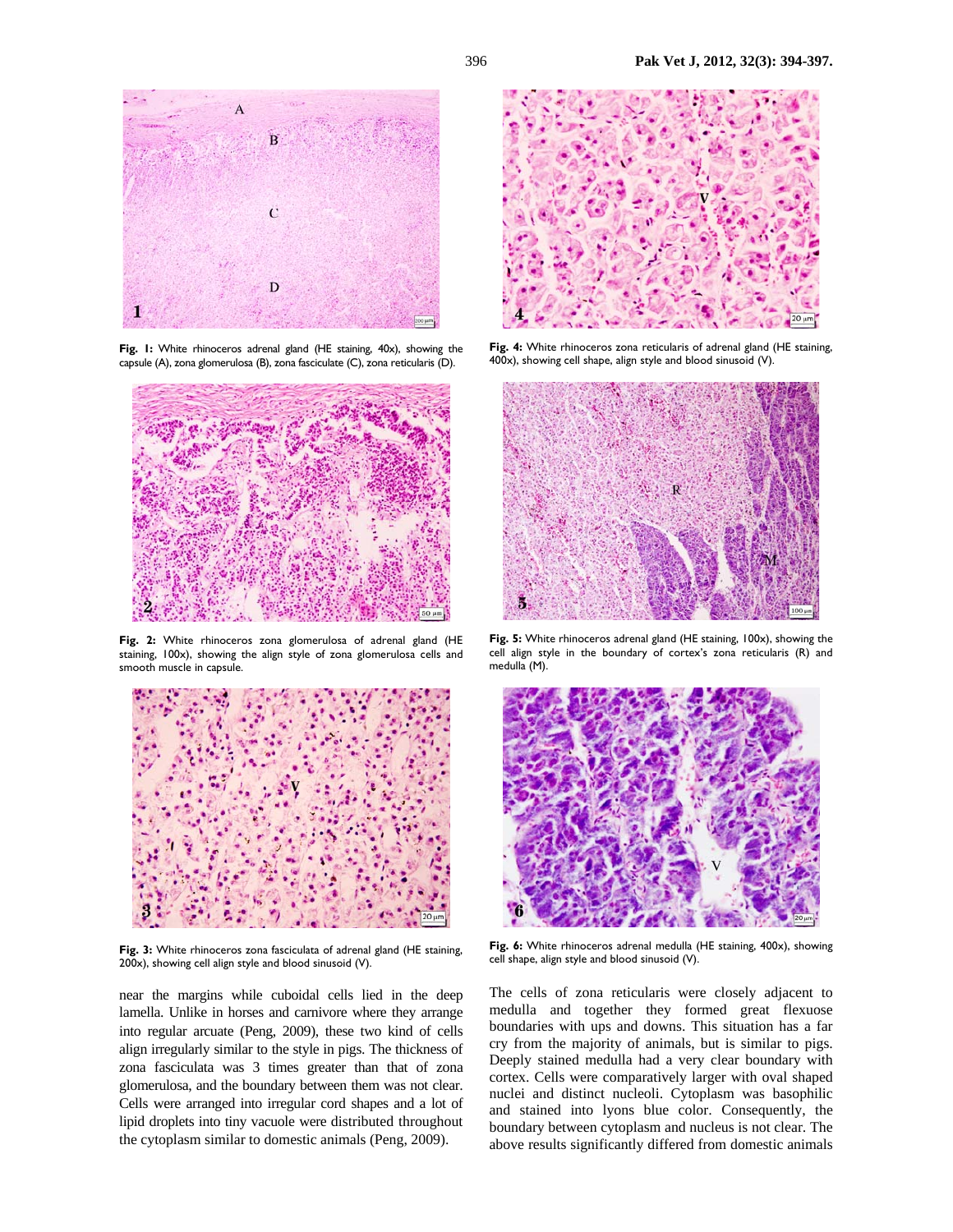Fig. 1: White rhinoceros adrenal gland (HE staining, 40x), showing the capsule (A), zona glomerulosa (B), zona fasciculate (C), zona reticularis (D).

Fig. 2: White rhinoceros zona glomerulosa of adrenal gland (HE staining, 100x), showing the align style of zona glomerulosa cells and smooth muscle in capsule.

Fig. 3: White rhinoceros zona fasciculata of adrenal gland (HE staining, 200x), showing cell align style and blood sinusoid (V).

Fig. 4: White rhinoceros zona reticularis of adrenal gland (HE staining, 400x), showing cell shape, align style and blood sinusoid (V).

Fig. 5: White rhinoceros adrenal gland (HE staining, 100x), showing the cell align style in the boundary of cortex's zona reticularis (R) and medulla (M).

Fig. 6: White rhinoceros adrenal medulla (HE staining, 400x), showing cell shape, align style and blood sinusoid (V).

near the margins while cuboidal cells lied in the deep lamella. Unlike in horses and carnivore where they arrange into regular arcuate (Peng, 2009), these two kind of cells align irregularly similar to the style in pigs. The thickness of zona fasciculata was 3 times greater than that of zona glomerulosa, and the boundary between them was not clear. Cells were arranged into irregular cord shapes and a lot of lipid droplets into tiny vacuole were distributed throughout the cytoplasm similar to domestic animals (Peng, 2009).

The cells of zona reticularis were closely adjacent to medulla and together they formed great flexuose boundaries with ups and downs. This situation has a far cry from the majority of animals, but is similar to pigs. Deeply stained medulla had a very clear boundary with cortex. Cells were comparatively larger with oval shaped nuclei and distinct nucleoli. Cytoplasm was basophilic and stained into lyons blue color. Consequently, the boundary between cytoplasm and nucleus is not clear. The above results significantly differed from domestic animals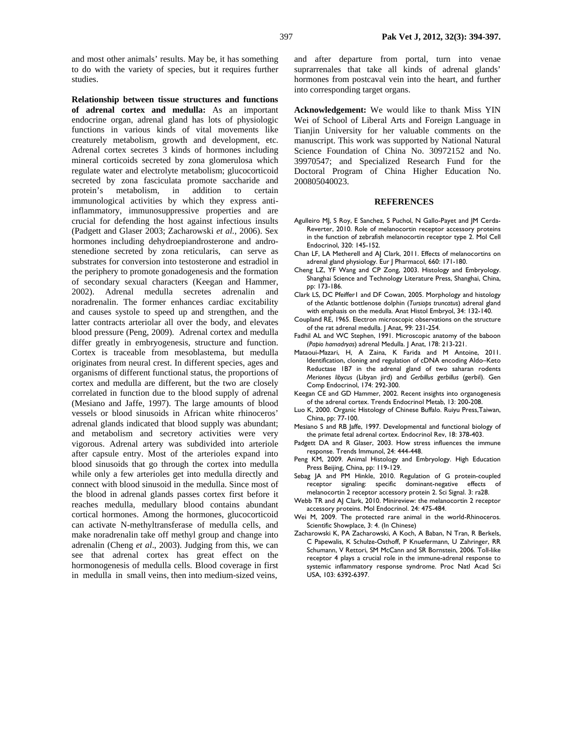and most other animals' results. May be, it has something to do with the variety of species, but it requires further studies.

**Relationship between tissue structures and functions of adrenal cortex and medulla:** As an important endocrine organ, adrenal gland has lots of physiologic functions in various kinds of vital movements like creaturely metabolism, growth and development, etc. Adrenal cortex secretes 3 kinds of hormones including mineral corticoids secreted by zona glomerulosa which regulate water and electrolyte metabolism; glucocorticoid secreted by zona fasciculata promote saccharide and protein's metabolism, in addition to certain immunological activities by which they express anti-inflammatory, immunosuppressive properties and are crucial for defending the host against infectious insults (Padgett and Glaser 2003; Zacharowski *et al.*, 2006). Sex hormones including dehydroepiandrosterone and androstenedione secreted by zona reticularis, can serve as substrates for conversion into testosterone and estradiol in the periphery to promote gonadogenesis and the formation of secondary sexual characters (Keegan and Hammer, 2002). Adrenal medulla secretes adrenalin and noradrenalin. The former enhances cardiac excitability and causes systole to speed up and strengthen, and the latter contracts arteriolar all over the body, and elevates blood pressure (Peng, 2009). Adrenal cortex and medulla differ greatly in embryogenesis, structure and function. Cortex is traceable from mesoblastema, but medulla originates from neural crest. In different species, ages and organisms of different functional status, the proportions of cortex and medulla are different, but the two are closely correlated in function due to the blood supply of adrenal (Mesiano and Jaffe, 1997). The large amounts of blood vessels or blood sinusoids in African white rhinoceros' adrenal glands indicated that blood supply was abundant; and metabolism and secretory activities were very vigorous. Adrenal artery was subdivided into arteriole after capsule entry. Most of the arterioles expand into blood sinusoids that go through the cortex into medulla while only a few arterioles get into medulla directly and connect with blood sinusoid in the medulla. Since most of the blood in adrenal glands passes cortex first before it reaches medulla, medullary blood contains abundant cortical hormones. Among the hormones, glucocorticoid can activate N-methyltransferase of medulla cells, and make noradrenalin take off methyl group and change into adrenalin (Cheng *et al*., 2003). Judging from this, we can see that adrenal cortex has great effect on the hormonogenesis of medulla cells. Blood coverage in first in medulla in small veins, then into medium-sized veins, and after departure from portal, turn into venae suprarrenales that take all kinds of adrenal glands' hormones from postcaval vein into the heart, and further into corresponding target organs.

**Acknowledgement:** We would like to thank Miss YIN Wei of School of Liberal Arts and Foreign Language in Tianjin University for her valuable comments on the manuscript. This work was supported by National Natural Science Foundation of China No. 30972152 and No. 39970547; and Specialized Research Fund for the Doctoral Program of China Higher Education No. 200805040023.

## REFERENCES

Agulleiro MJ, S Roy, E Sanchez, S Puchol, N Gallo-Payet and JM Cerda-Reverter, 2010. Role of melanocortin receptor accessory proteins in the function of zebrafish melanocortin receptor type 2. Mol Cell Endocrinol, 320: 145-152.

Chan LF, LA Metherell and AJ Clark, 2011. Effects of melanocortins on adrenal gland physiology. Eur J Pharmacol, 660: 171-180.

Cheng LZ, YF Wang and CP Zong, 2003. Histology and Embryology. Shanghai Science and Technology Literature Press, Shanghai, China, pp: 173-186.

Clark LS, DC Pfeiffer1 and DF Cowan, 2005. Morphology and histology of the Atlantic bottlenose dolphin (*Tursiops truncatus*) adrenal gland with emphasis on the medulla. Anat Histol Embryol, 34: 132-140.

Coupland RE, 1965. Electron microscopic observations on the structure of the rat adrenal medulla. J Anat, 99: 231-254.

Fadhil AL and WC Stephen, 1991. Microscopic anatomy of the baboon (*Papio hamadryas*) adrenal Medulla. J Anat, 178: 213-221.

Mataoui-Mazari, H, A Zaina, K Farida and M Antoine, 2011. Identification, cloning and regulation of cDNA encoding Aldo–Keto Reductase 1B7 in the adrenal gland of two saharan rodents *Meriones libycus* (Libyan jird) and *Gerbillus gerbillus* (gerbil). Gen Comp Endocrinol, 174: 292-300.

Keegan CE and GD Hammer, 2002. Recent insights into organogenesis of the adrenal cortex. Trends Endocrinol Metab, 13: 200-208.

Luo K, 2000. Organic Histology of Chinese Buffalo. Ruiyu Press,Taiwan, China, pp: 77-100.

Mesiano S and RB Jaffe, 1997. Developmental and functional biology of the primate fetal adrenal cortex. Endocrinol Rev, 18: 378-403.

Padgett DA and R Glaser, 2003. How stress influences the immune response. Trends Immunol, 24: 444-448.

Peng KM, 2009. Animal Histology and Embryology. High Education Press Beijing, China, pp: 119-129.

Sebag JA and PM Hinkle, 2010. Regulation of G protein-coupled receptor signaling: specific dominant-negative effects of melanocortin 2 receptor accessory protein 2. Sci Signal. 3: ra28.

Webb TR and AJ Clark, 2010. Minireview: the melanocortin 2 receptor accessory proteins. Mol Endocrinol. 24: 475-484.

Wei M, 2009. The protected rare animal in the world-Rhinoceros. Scientific Showplace, 3: 4. (In Chinese)

Zacharowski K, PA Zacharowski, A Koch, A Baban, N Tran, R Berkels, C Papewalis, K Schulze-Osthoff, P Knuefermann, U Zahringer, RR Schumann, V Rettori, SM McCann and SR Bornstein, 2006. Toll-like receptor 4 plays a crucial role in the immune-adrenal response to systemic inflammatory response syndrome. Proc Natl Acad Sci USA, 103: 6392-6397.